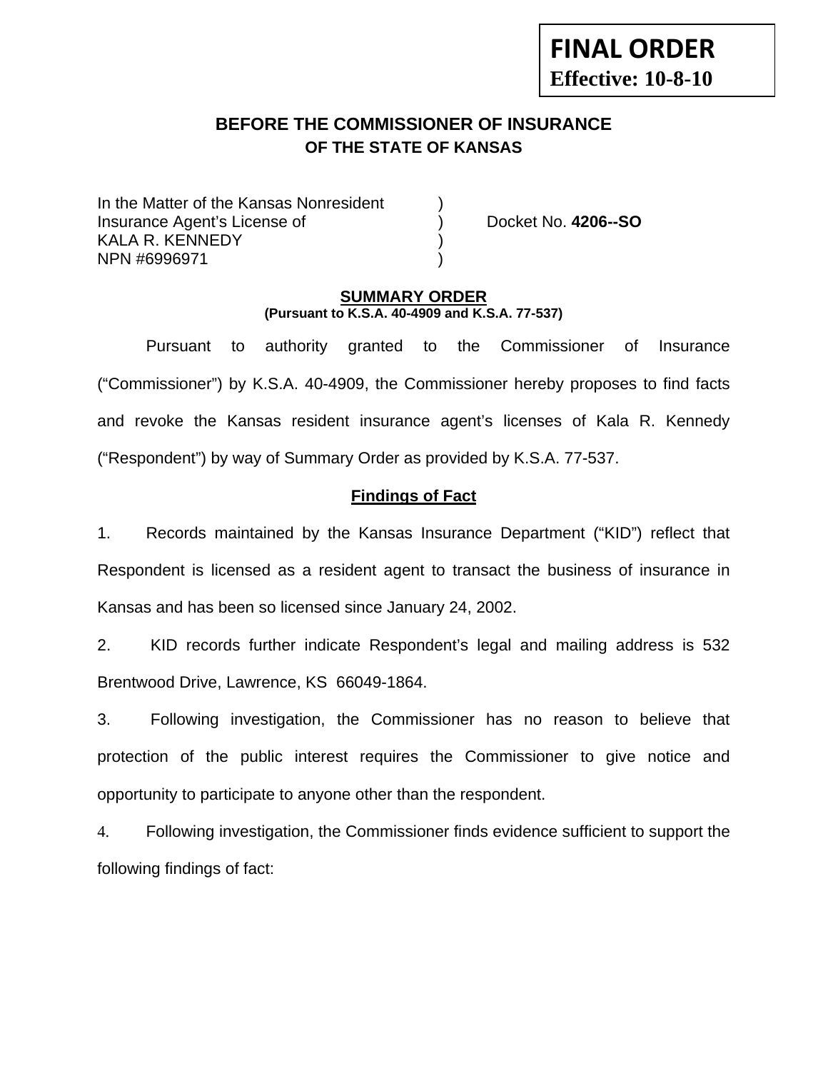**FINAL ORDER**
**Effective: 10-8-10**

## BEFORE THE COMMISSIONER OF INSURANCE
### OF THE STATE OF KANSAS

In the Matter of the Kansas Nonresident )
Insurance Agent's License of ) Docket No. **4206--SO**
KALA R. KENNEDY )
NPN #6996971 )

**SUMMARY ORDER**
**(Pursuant to K.S.A. 40-4909 and K.S.A. 77-537)**

Pursuant to authority granted to the Commissioner of Insurance ("Commissioner") by K.S.A. 40-4909, the Commissioner hereby proposes to find facts and revoke the Kansas resident insurance agent's licenses of Kala R. Kennedy ("Respondent") by way of Summary Order as provided by K.S.A. 77-537.

**Findings of Fact**

1. Records maintained by the Kansas Insurance Department ("KID") reflect that Respondent is licensed as a resident agent to transact the business of insurance in Kansas and has been so licensed since January 24, 2002.

2. KID records further indicate Respondent's legal and mailing address is 532 Brentwood Drive, Lawrence, KS 66049-1864.

3. Following investigation, the Commissioner has no reason to believe that protection of the public interest requires the Commissioner to give notice and opportunity to participate to anyone other than the respondent.

4. Following investigation, the Commissioner finds evidence sufficient to support the following findings of fact: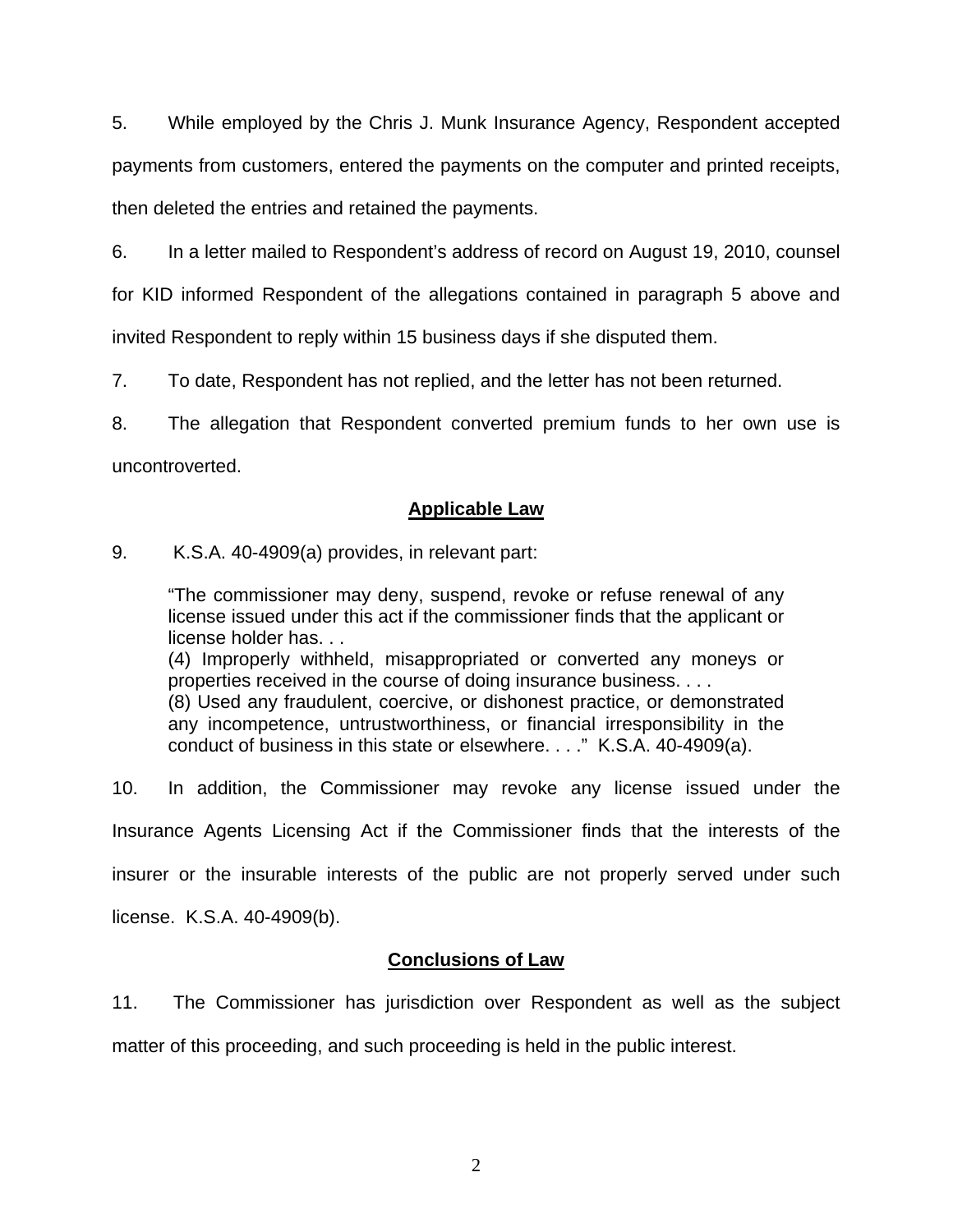5. While employed by the Chris J. Munk Insurance Agency, Respondent accepted payments from customers, entered the payments on the computer and printed receipts, then deleted the entries and retained the payments.

6. In a letter mailed to Respondent's address of record on August 19, 2010, counsel for KID informed Respondent of the allegations contained in paragraph 5 above and invited Respondent to reply within 15 business days if she disputed them.

7. To date, Respondent has not replied, and the letter has not been returned.

8. The allegation that Respondent converted premium funds to her own use is uncontroverted.

## Applicable Law

9. K.S.A. 40-4909(a) provides, in relevant part:

> "The commissioner may deny, suspend, revoke or refuse renewal of any license issued under this act if the commissioner finds that the applicant or license holder has. . .
> (4) Improperly withheld, misappropriated or converted any moneys or properties received in the course of doing insurance business. . . .
> (8) Used any fraudulent, coercive, or dishonest practice, or demonstrated any incompetence, untrustworthiness, or financial irresponsibility in the conduct of business in this state or elsewhere. . . ." K.S.A. 40-4909(a).

10. In addition, the Commissioner may revoke any license issued under the Insurance Agents Licensing Act if the Commissioner finds that the interests of the insurer or the insurable interests of the public are not properly served under such license. K.S.A. 40-4909(b).

## Conclusions of Law

11. The Commissioner has jurisdiction over Respondent as well as the subject matter of this proceeding, and such proceeding is held in the public interest.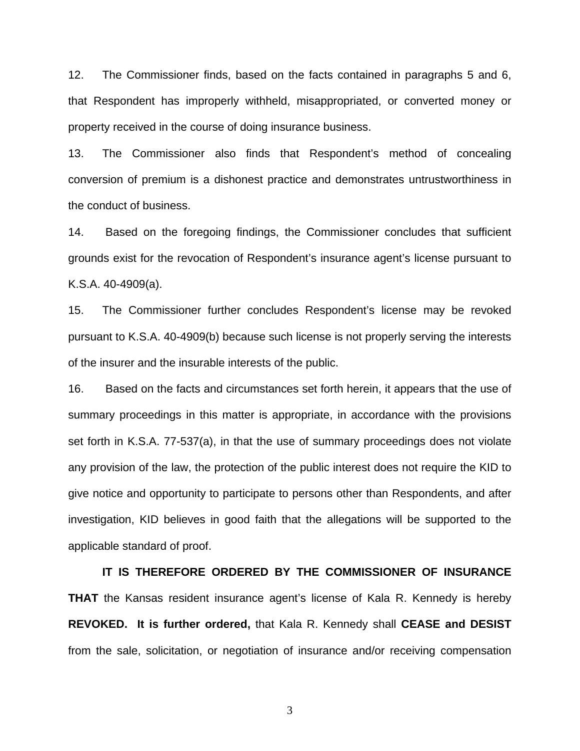12. The Commissioner finds, based on the facts contained in paragraphs 5 and 6, that Respondent has improperly withheld, misappropriated, or converted money or property received in the course of doing insurance business.

13. The Commissioner also finds that Respondent's method of concealing conversion of premium is a dishonest practice and demonstrates untrustworthiness in the conduct of business.

14. Based on the foregoing findings, the Commissioner concludes that sufficient grounds exist for the revocation of Respondent's insurance agent's license pursuant to K.S.A. 40-4909(a).

15. The Commissioner further concludes Respondent's license may be revoked pursuant to K.S.A. 40-4909(b) because such license is not properly serving the interests of the insurer and the insurable interests of the public.

16. Based on the facts and circumstances set forth herein, it appears that the use of summary proceedings in this matter is appropriate, in accordance with the provisions set forth in K.S.A. 77-537(a), in that the use of summary proceedings does not violate any provision of the law, the protection of the public interest does not require the KID to give notice and opportunity to participate to persons other than Respondents, and after investigation, KID believes in good faith that the allegations will be supported to the applicable standard of proof.

**IT IS THEREFORE ORDERED BY THE COMMISSIONER OF INSURANCE THAT** the Kansas resident insurance agent's license of Kala R. Kennedy is hereby **REVOKED. It is further ordered,** that Kala R. Kennedy shall **CEASE and DESIST** from the sale, solicitation, or negotiation of insurance and/or receiving compensation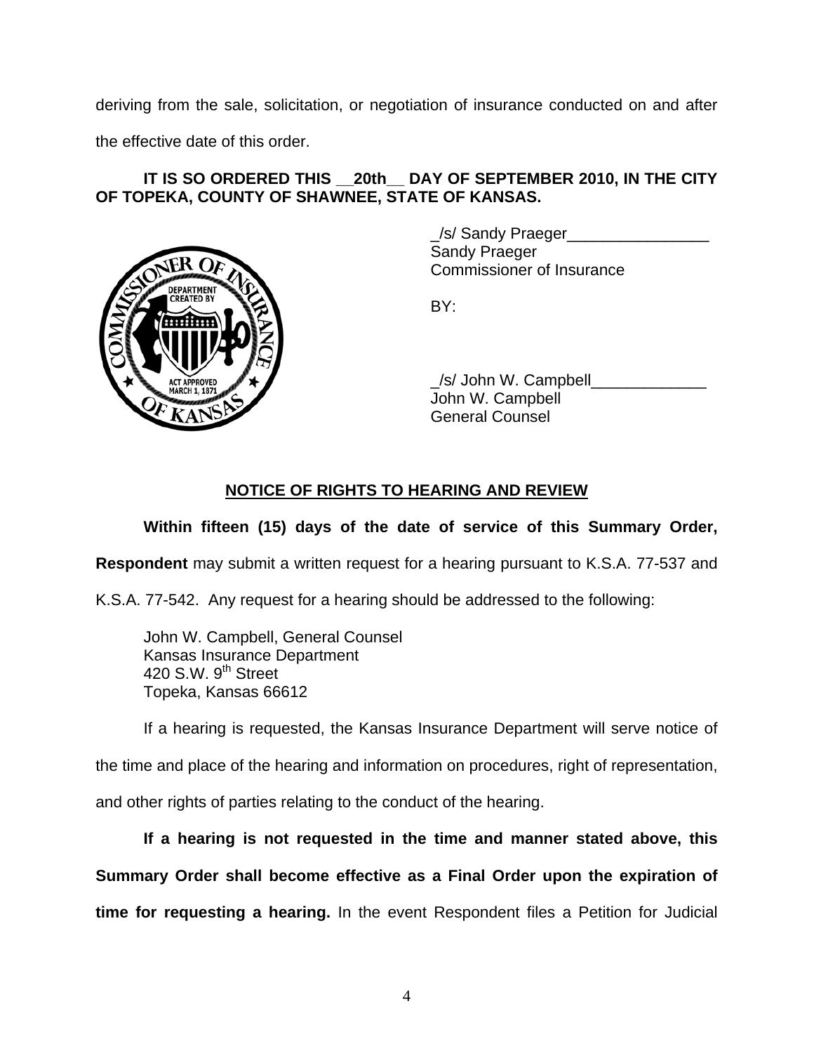deriving from the sale, solicitation, or negotiation of insurance conducted on and after the effective date of this order.

**IT IS SO ORDERED THIS __20th__ DAY OF SEPTEMBER 2010, IN THE CITY OF TOPEKA, COUNTY OF SHAWNEE, STATE OF KANSAS.**

_/s/ Sandy Praeger________________
Sandy Praeger
Commissioner of Insurance

BY:

_/s/ John W. Campbell_____________
John W. Campbell
General Counsel

## NOTICE OF RIGHTS TO HEARING AND REVIEW

**Within fifteen (15) days of the date of service of this Summary Order, Respondent** may submit a written request for a hearing pursuant to K.S.A. 77-537 and K.S.A. 77-542. Any request for a hearing should be addressed to the following:

John W. Campbell, General Counsel
Kansas Insurance Department
420 S.W. 9th Street
Topeka, Kansas 66612

If a hearing is requested, the Kansas Insurance Department will serve notice of the time and place of the hearing and information on procedures, right of representation, and other rights of parties relating to the conduct of the hearing.

**If a hearing is not requested in the time and manner stated above, this Summary Order shall become effective as a Final Order upon the expiration of time for requesting a hearing.** In the event Respondent files a Petition for Judicial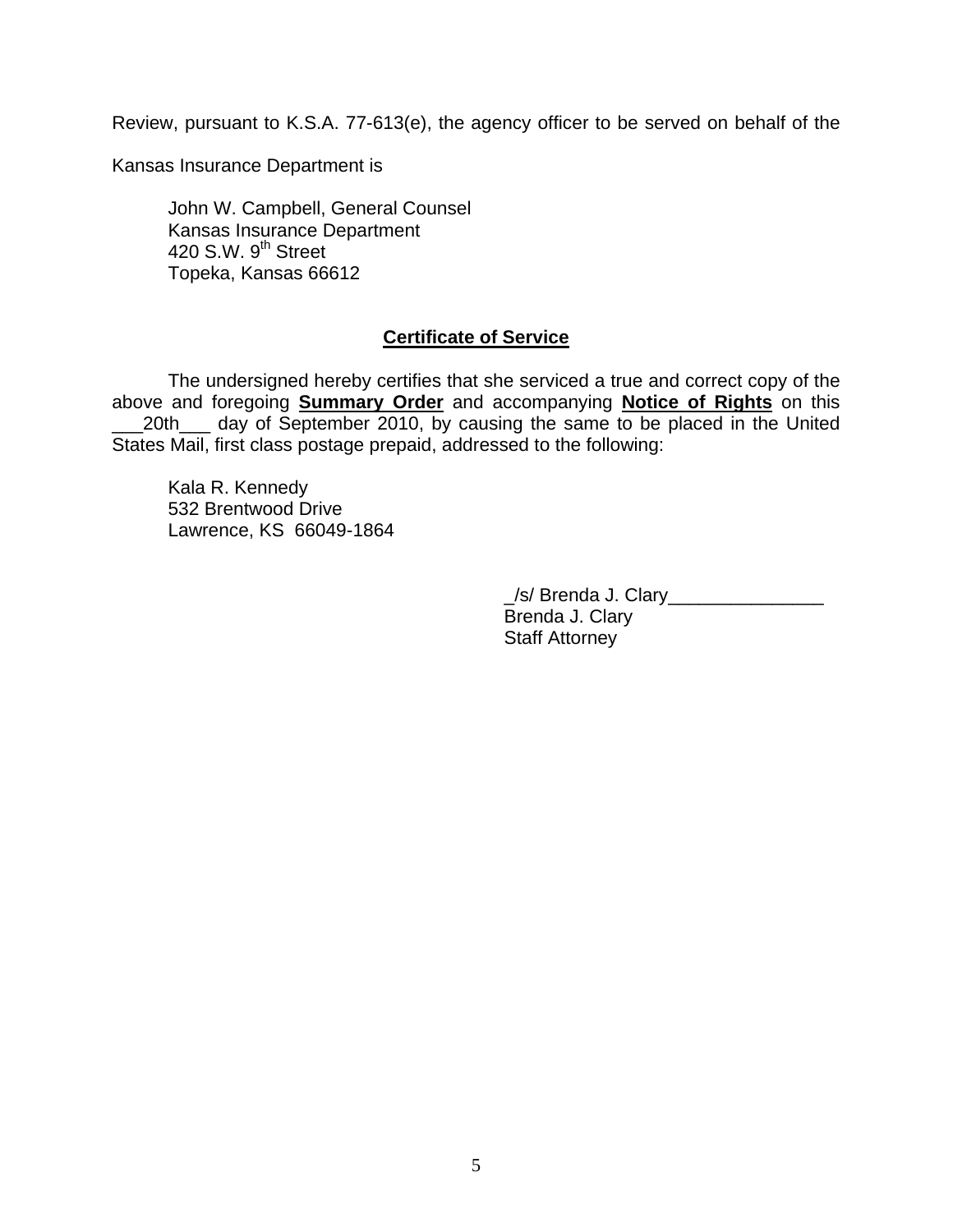Review, pursuant to K.S.A. 77-613(e), the agency officer to be served on behalf of the Kansas Insurance Department is

John W. Campbell, General Counsel  
Kansas Insurance Department  
420 S.W. 9th Street  
Topeka, Kansas 66612

## Certificate of Service

The undersigned hereby certifies that she serviced a true and correct copy of the above and foregoing **Summary Order** and accompanying **Notice of Rights** on this ___20th___ day of September 2010, by causing the same to be placed in the United States Mail, first class postage prepaid, addressed to the following:

Kala R. Kennedy  
532 Brentwood Drive  
Lawrence, KS 66049-1864

_/s/ Brenda J. Clary_______________  
Brenda J. Clary  
Staff Attorney